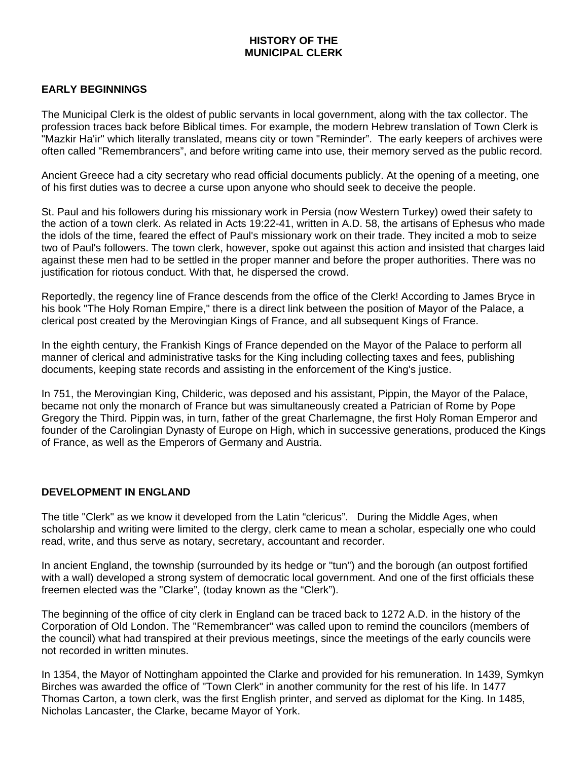# HISTORY OF THE MUNICIPAL CLERK

## EARLY BEGINNINGS

The Municipal Clerk is the oldest of public servants in local government, along with the tax collector. The profession traces back before Biblical times. For example, the modern Hebrew translation of Town Clerk is "Mazkir Ha'ir" which literally translated, means city or town "Reminder". The early keepers of archives were often called "Remembrancers", and before writing came into use, their memory served as the public record.

Ancient Greece had a city secretary who read official documents publicly. At the opening of a meeting, one of his first duties was to decree a curse upon anyone who should seek to deceive the people.

St. Paul and his followers during his missionary work in Persia (now Western Turkey) owed their safety to the action of a town clerk. As related in Acts 19:22-41, written in A.D. 58, the artisans of Ephesus who made the idols of the time, feared the effect of Paul's missionary work on their trade. They incited a mob to seize two of Paul's followers. The town clerk, however, spoke out against this action and insisted that charges laid against these men had to be settled in the proper manner and before the proper authorities. There was no justification for riotous conduct. With that, he dispersed the crowd.

Reportedly, the regency line of France descends from the office of the Clerk! According to James Bryce in his book "The Holy Roman Empire," there is a direct link between the position of Mayor of the Palace, a clerical post created by the Merovingian Kings of France, and all subsequent Kings of France.

In the eighth century, the Frankish Kings of France depended on the Mayor of the Palace to perform all manner of clerical and administrative tasks for the King including collecting taxes and fees, publishing documents, keeping state records and assisting in the enforcement of the King's justice.

In 751, the Merovingian King, Childeric, was deposed and his assistant, Pippin, the Mayor of the Palace, became not only the monarch of France but was simultaneously created a Patrician of Rome by Pope Gregory the Third. Pippin was, in turn, father of the great Charlemagne, the first Holy Roman Emperor and founder of the Carolingian Dynasty of Europe on High, which in successive generations, produced the Kings of France, as well as the Emperors of Germany and Austria.

## DEVELOPMENT IN ENGLAND

The title "Clerk" as we know it developed from the Latin "clericus". During the Middle Ages, when scholarship and writing were limited to the clergy, clerk came to mean a scholar, especially one who could read, write, and thus serve as notary, secretary, accountant and recorder.

In ancient England, the township (surrounded by its hedge or "tun") and the borough (an outpost fortified with a wall) developed a strong system of democratic local government. And one of the first officials these freemen elected was the "Clarke", (today known as the "Clerk").

The beginning of the office of city clerk in England can be traced back to 1272 A.D. in the history of the Corporation of Old London. The "Remembrancer" was called upon to remind the councilors (members of the council) what had transpired at their previous meetings, since the meetings of the early councils were not recorded in written minutes.

In 1354, the Mayor of Nottingham appointed the Clarke and provided for his remuneration. In 1439, Symkyn Birches was awarded the office of "Town Clerk" in another community for the rest of his life. In 1477 Thomas Carton, a town clerk, was the first English printer, and served as diplomat for the King. In 1485, Nicholas Lancaster, the Clarke, became Mayor of York.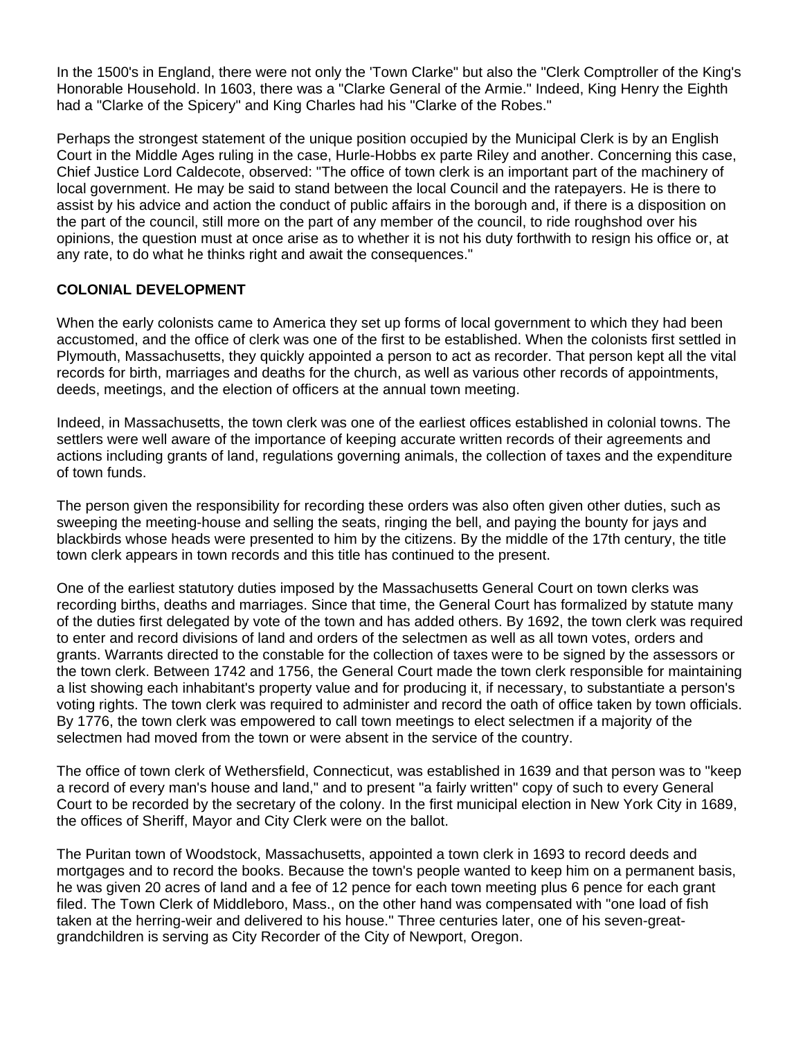In the 1500's in England, there were not only the 'Town Clarke" but also the "Clerk Comptroller of the King's Honorable Household. In 1603, there was a "Clarke General of the Armie." Indeed, King Henry the Eighth had a "Clarke of the Spicery" and King Charles had his "Clarke of the Robes."

Perhaps the strongest statement of the unique position occupied by the Municipal Clerk is by an English Court in the Middle Ages ruling in the case, Hurle-Hobbs ex parte Riley and another. Concerning this case, Chief Justice Lord Caldecote, observed: "The office of town clerk is an important part of the machinery of local government. He may be said to stand between the local Council and the ratepayers. He is there to assist by his advice and action the conduct of public affairs in the borough and, if there is a disposition on the part of the council, still more on the part of any member of the council, to ride roughshod over his opinions, the question must at once arise as to whether it is not his duty forthwith to resign his office or, at any rate, to do what he thinks right and await the consequences."

**COLONIAL DEVELOPMENT**

When the early colonists came to America they set up forms of local government to which they had been accustomed, and the office of clerk was one of the first to be established. When the colonists first settled in Plymouth, Massachusetts, they quickly appointed a person to act as recorder. That person kept all the vital records for birth, marriages and deaths for the church, as well as various other records of appointments, deeds, meetings, and the election of officers at the annual town meeting.

Indeed, in Massachusetts, the town clerk was one of the earliest offices established in colonial towns. The settlers were well aware of the importance of keeping accurate written records of their agreements and actions including grants of land, regulations governing animals, the collection of taxes and the expenditure of town funds.

The person given the responsibility for recording these orders was also often given other duties, such as sweeping the meeting-house and selling the seats, ringing the bell, and paying the bounty for jays and blackbirds whose heads were presented to him by the citizens. By the middle of the 17th century, the title town clerk appears in town records and this title has continued to the present.

One of the earliest statutory duties imposed by the Massachusetts General Court on town clerks was recording births, deaths and marriages. Since that time, the General Court has formalized by statute many of the duties first delegated by vote of the town and has added others. By 1692, the town clerk was required to enter and record divisions of land and orders of the selectmen as well as all town votes, orders and grants. Warrants directed to the constable for the collection of taxes were to be signed by the assessors or the town clerk. Between 1742 and 1756, the General Court made the town clerk responsible for maintaining a list showing each inhabitant's property value and for producing it, if necessary, to substantiate a person's voting rights. The town clerk was required to administer and record the oath of office taken by town officials. By 1776, the town clerk was empowered to call town meetings to elect selectmen if a majority of the selectmen had moved from the town or were absent in the service of the country.

The office of town clerk of Wethersfield, Connecticut, was established in 1639 and that person was to "keep a record of every man's house and land," and to present "a fairly written" copy of such to every General Court to be recorded by the secretary of the colony. In the first municipal election in New York City in 1689, the offices of Sheriff, Mayor and City Clerk were on the ballot.

The Puritan town of Woodstock, Massachusetts, appointed a town clerk in 1693 to record deeds and mortgages and to record the books. Because the town's people wanted to keep him on a permanent basis, he was given 20 acres of land and a fee of 12 pence for each town meeting plus 6 pence for each grant filed. The Town Clerk of Middleboro, Mass., on the other hand was compensated with "one load of fish taken at the herring-weir and delivered to his house." Three centuries later, one of his seven-great-grandchildren is serving as City Recorder of the City of Newport, Oregon.